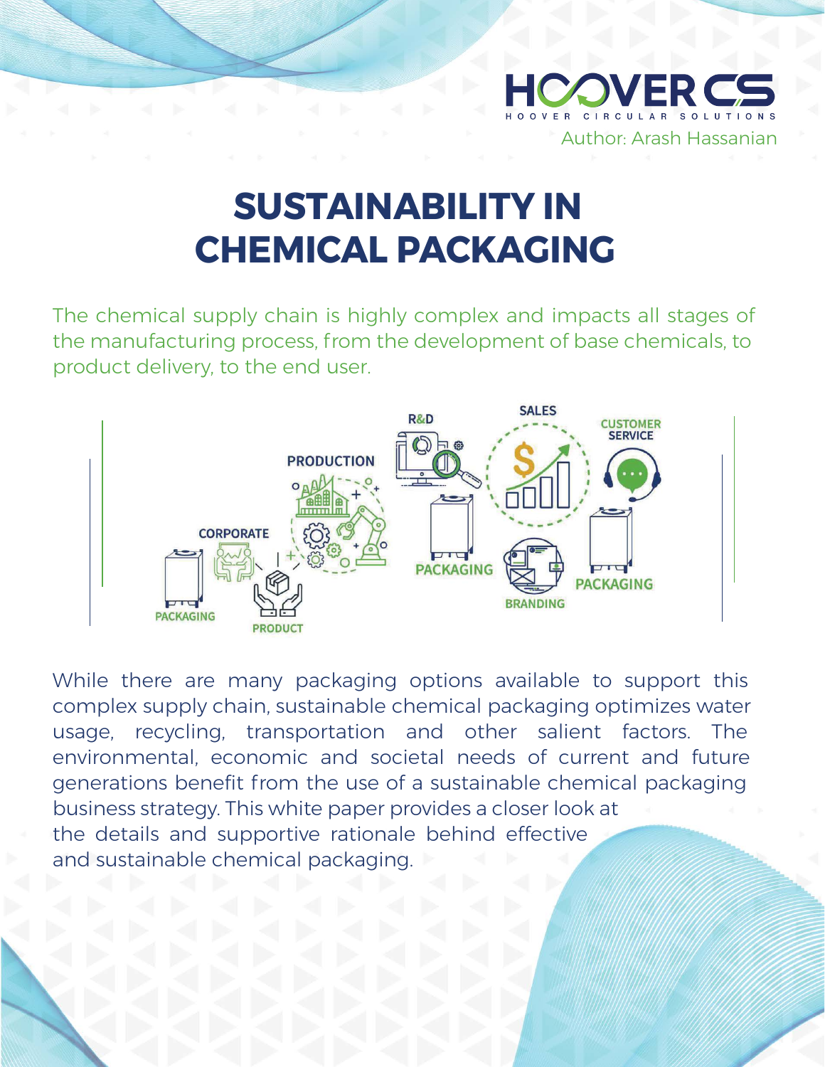HOOVER CS
HOOVER CIRCULAR SOLUTIONS

Author: Arash Hassanian

# SUSTAINABILITY IN CHEMICAL PACKAGING

The chemical supply chain is highly complex and impacts all stages of the manufacturing process, from the development of base chemicals, to product delivery, to the end user.

While there are many packaging options available to support this complex supply chain, sustainable chemical packaging optimizes water usage, recycling, transportation and other salient factors. The environmental, economic and societal needs of current and future generations benefit from the use of a sustainable chemical packaging business strategy. This white paper provides a closer look at the details and supportive rationale behind effective and sustainable chemical packaging.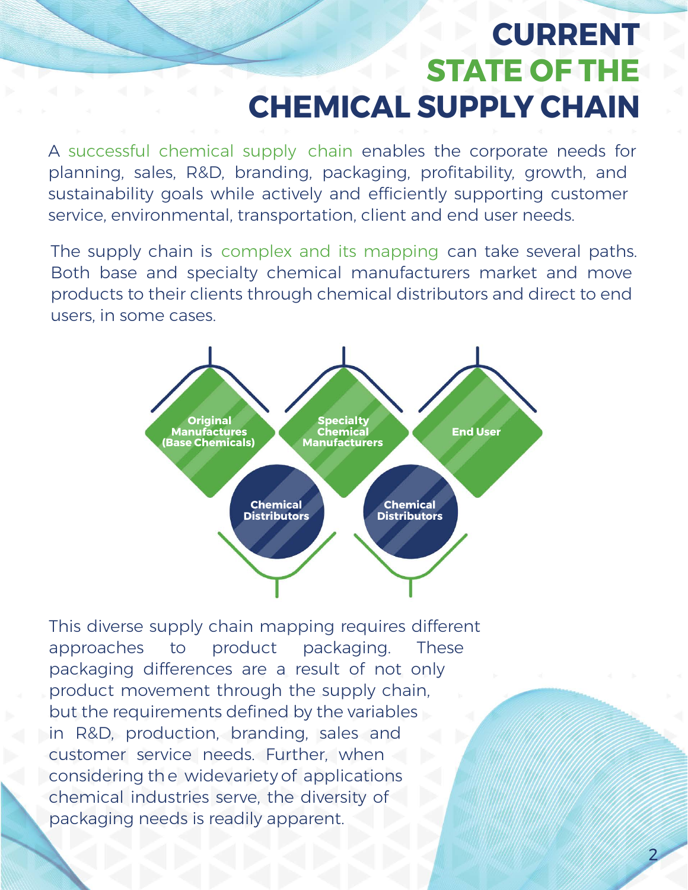# CURRENT STATE OF THE CHEMICAL SUPPLY CHAIN

A successful chemical supply chain enables the corporate needs for planning, sales, R&D, branding, packaging, profitability, growth, and sustainability goals while actively and efficiently supporting customer service, environmental, transportation, client and end user needs.

The supply chain is complex and its mapping can take several paths. Both base and specialty chemical manufacturers market and move products to their clients through chemical distributors and direct to end users, in some cases.

Original Manufactures (Base Chemicals)

Chemical Distributors

Specialty Chemical Manufacturers

Chemical Distributors

End User

This diverse supply chain mapping requires different approaches to product packaging. These packaging differences are a result of not only product movement through the supply chain, but the requirements defined by the variables in R&D, production, branding, sales and customer service needs. Further, when considering the wide variety of applications chemical industries serve, the diversity of packaging needs is readily apparent.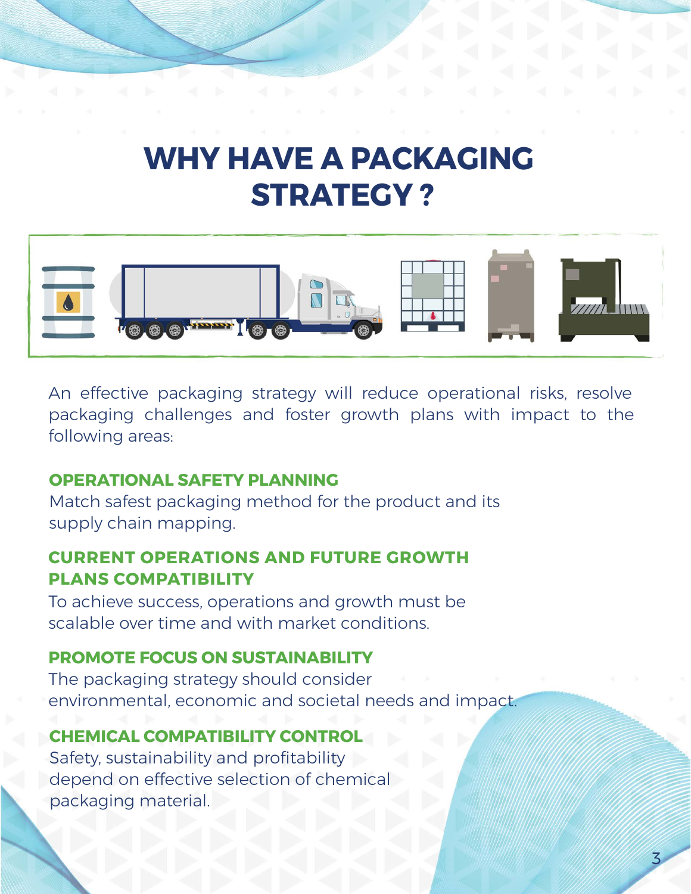# WHY HAVE A PACKAGING STRATEGY ?

An effective packaging strategy will reduce operational risks, resolve packaging challenges and foster growth plans with impact to the following areas:

### OPERATIONAL SAFETY PLANNING

Match safest packaging method for the product and its supply chain mapping.

### CURRENT OPERATIONS AND FUTURE GROWTH PLANS COMPATIBILITY

To achieve success, operations and growth must be scalable over time and with market conditions.

### PROMOTE FOCUS ON SUSTAINABILITY

The packaging strategy should consider environmental, economic and societal needs and impact.

### CHEMICAL COMPATIBILITY CONTROL

Safety, sustainability and profitability depend on effective selection of chemical packaging material.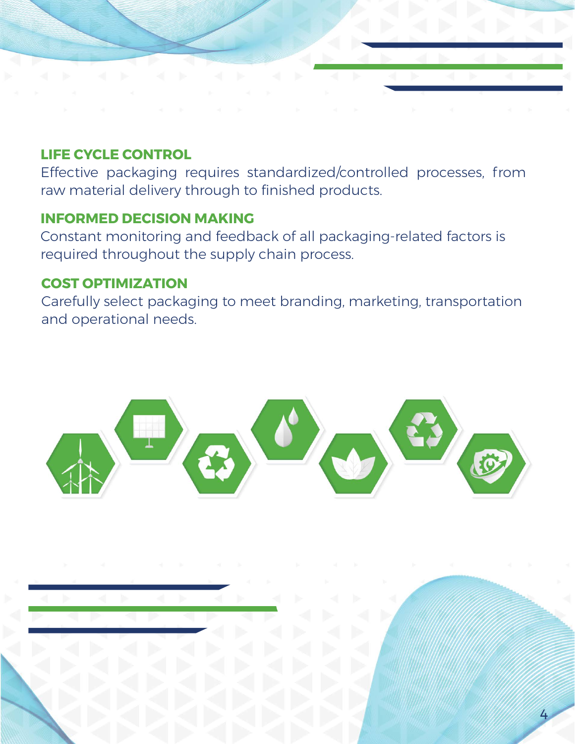### LIFE CYCLE CONTROL

Effective packaging requires standardized/controlled processes, from raw material delivery through to finished products.

### INFORMED DECISION MAKING

Constant monitoring and feedback of all packaging-related factors is required throughout the supply chain process.

### COST OPTIMIZATION

Carefully select packaging to meet branding, marketing, transportation and operational needs.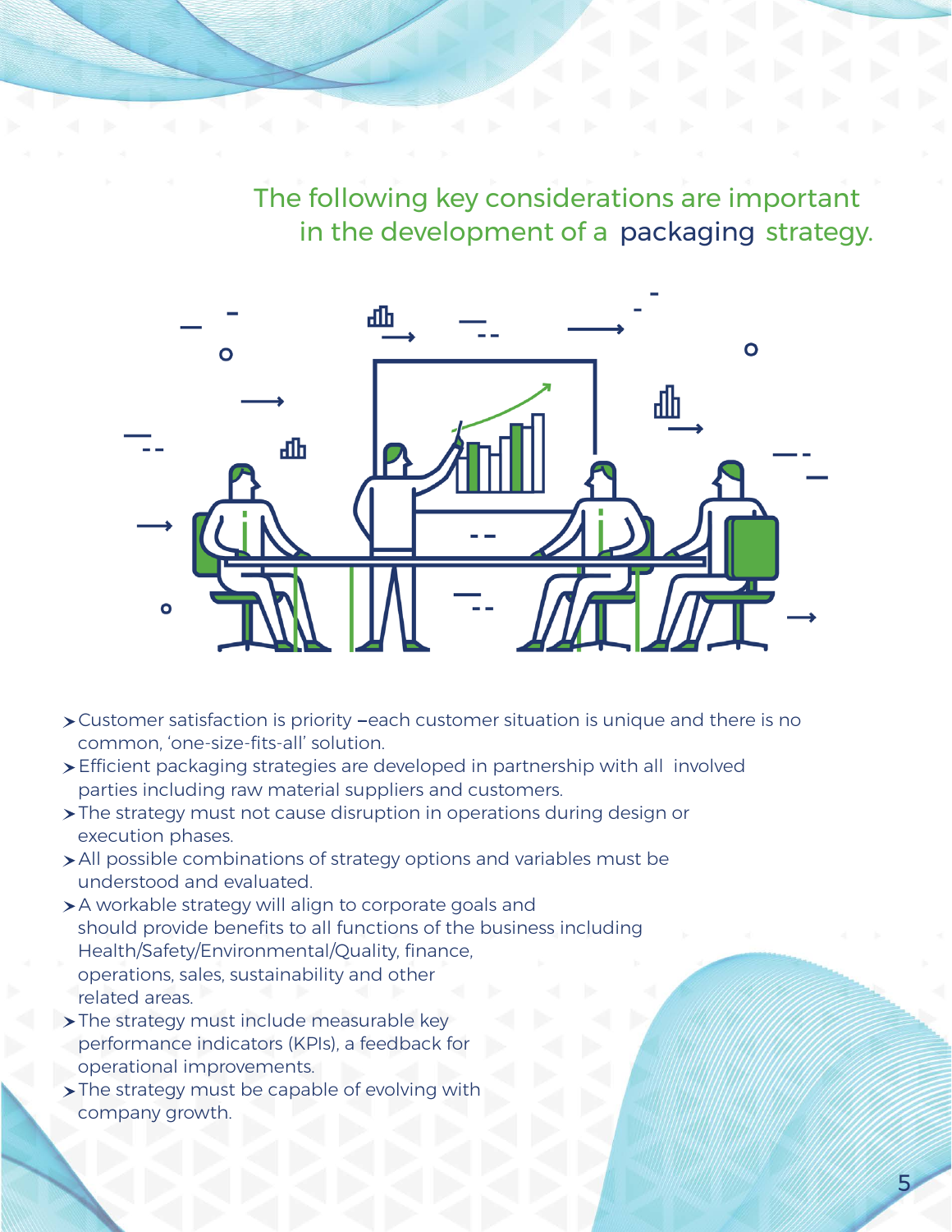## The following key considerations are important in the development of a packaging strategy.

- Customer satisfaction is priority –each customer situation is unique and there is no common, 'one-size-fits-all' solution.
- Efficient packaging strategies are developed in partnership with all involved parties including raw material suppliers and customers.
- The strategy must not cause disruption in operations during design or execution phases.
- All possible combinations of strategy options and variables must be understood and evaluated.
- A workable strategy will align to corporate goals and should provide benefits to all functions of the business including Health/Safety/Environmental/Quality, finance, operations, sales, sustainability and other related areas.
- The strategy must include measurable key performance indicators (KPIs), a feedback for operational improvements.
- The strategy must be capable of evolving with company growth.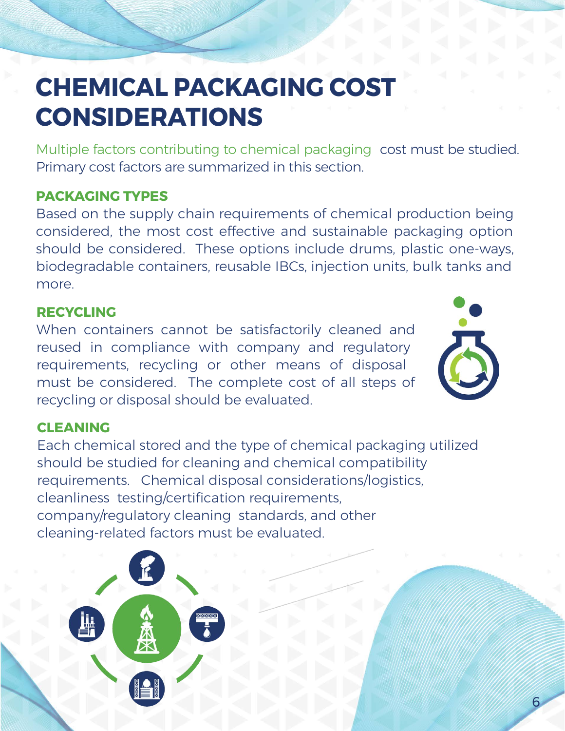# CHEMICAL PACKAGING COST CONSIDERATIONS

Multiple factors contributing to chemical packaging cost must be studied. Primary cost factors are summarized in this section.

## PACKAGING TYPES

Based on the supply chain requirements of chemical production being considered, the most cost effective and sustainable packaging option should be considered. These options include drums, plastic one-ways, biodegradable containers, reusable IBCs, injection units, bulk tanks and more.

## RECYCLING

When containers cannot be satisfactorily cleaned and reused in compliance with company and regulatory requirements, recycling or other means of disposal must be considered. The complete cost of all steps of recycling or disposal should be evaluated.

## CLEANING

Each chemical stored and the type of chemical packaging utilized should be studied for cleaning and chemical compatibility requirements. Chemical disposal considerations/logistics, cleanliness testing/certification requirements, company/regulatory cleaning standards, and other cleaning-related factors must be evaluated.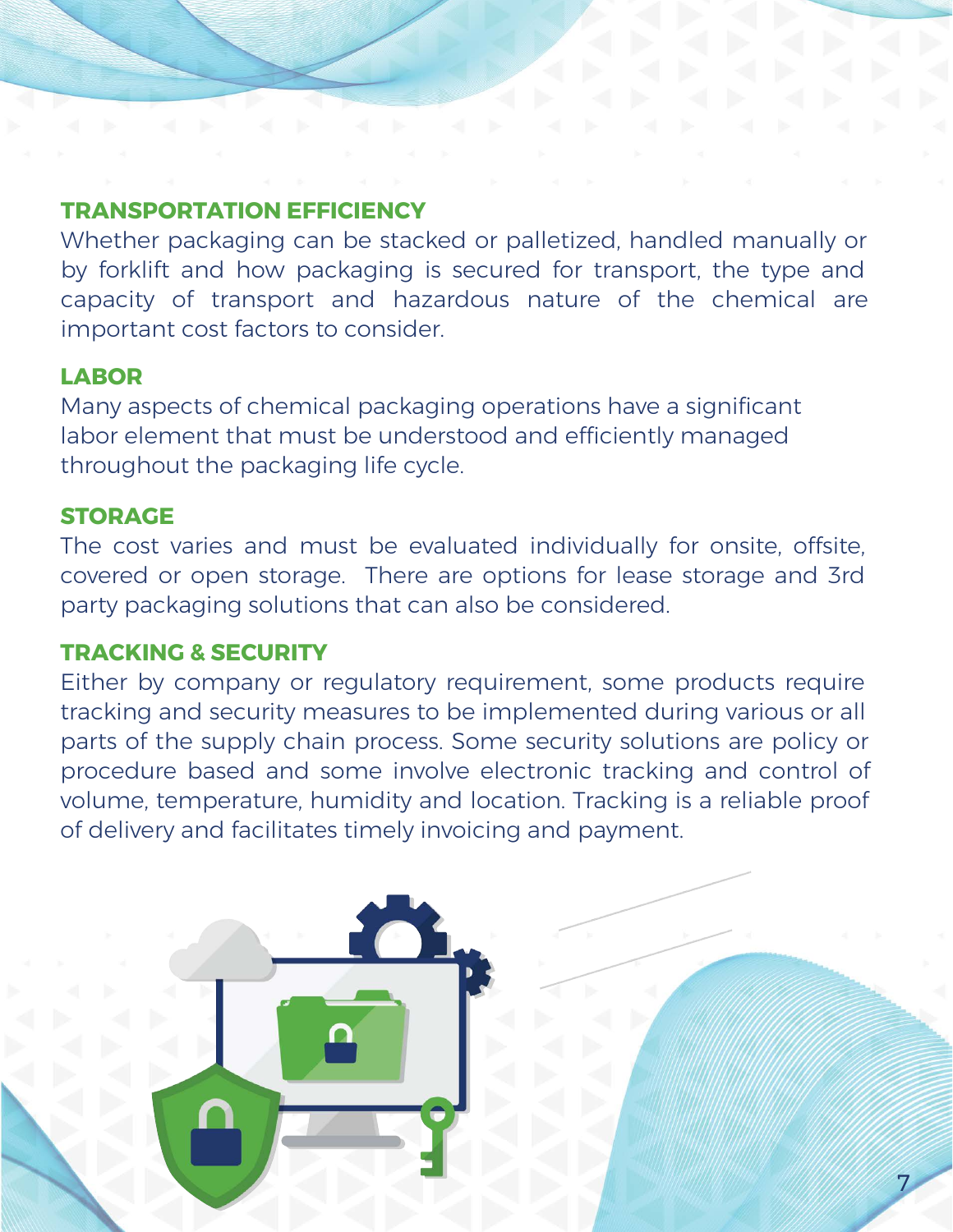## TRANSPORTATION EFFICIENCY

Whether packaging can be stacked or palletized, handled manually or by forklift and how packaging is secured for transport, the type and capacity of transport and hazardous nature of the chemical are important cost factors to consider.

## LABOR

Many aspects of chemical packaging operations have a significant labor element that must be understood and efficiently managed throughout the packaging life cycle.

## STORAGE

The cost varies and must be evaluated individually for onsite, offsite, covered or open storage. There are options for lease storage and 3rd party packaging solutions that can also be considered.

## TRACKING & SECURITY

Either by company or regulatory requirement, some products require tracking and security measures to be implemented during various or all parts of the supply chain process. Some security solutions are policy or procedure based and some involve electronic tracking and control of volume, temperature, humidity and location. Tracking is a reliable proof of delivery and facilitates timely invoicing and payment.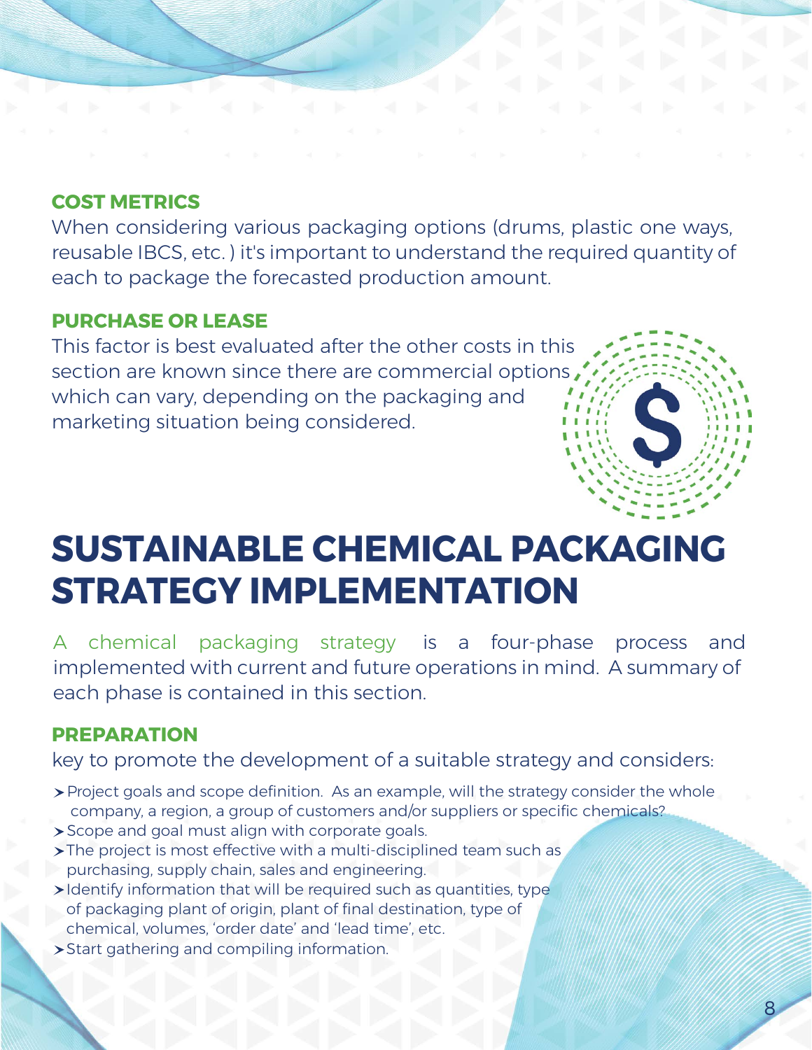### COST METRICS

When considering various packaging options (drums, plastic one ways, reusable IBCS, etc. ) it's important to understand the required quantity of each to package the forecasted production amount.

### PURCHASE OR LEASE

This factor is best evaluated after the other costs in this section are known since there are commercial options which can vary, depending on the packaging and marketing situation being considered.

# SUSTAINABLE CHEMICAL PACKAGING STRATEGY IMPLEMENTATION

A chemical packaging strategy is a four-phase process and implemented with current and future operations in mind. A summary of each phase is contained in this section.

### PREPARATION

key to promote the development of a suitable strategy and considers:

- Project goals and scope definition. As an example, will the strategy consider the whole company, a region, a group of customers and/or suppliers or specific chemicals?
- Scope and goal must align with corporate goals.
- The project is most effective with a multi-disciplined team such as purchasing, supply chain, sales and engineering.
- Identify information that will be required such as quantities, type of packaging plant of origin, plant of final destination, type of chemical, volumes, 'order date' and 'lead time', etc.
- Start gathering and compiling information.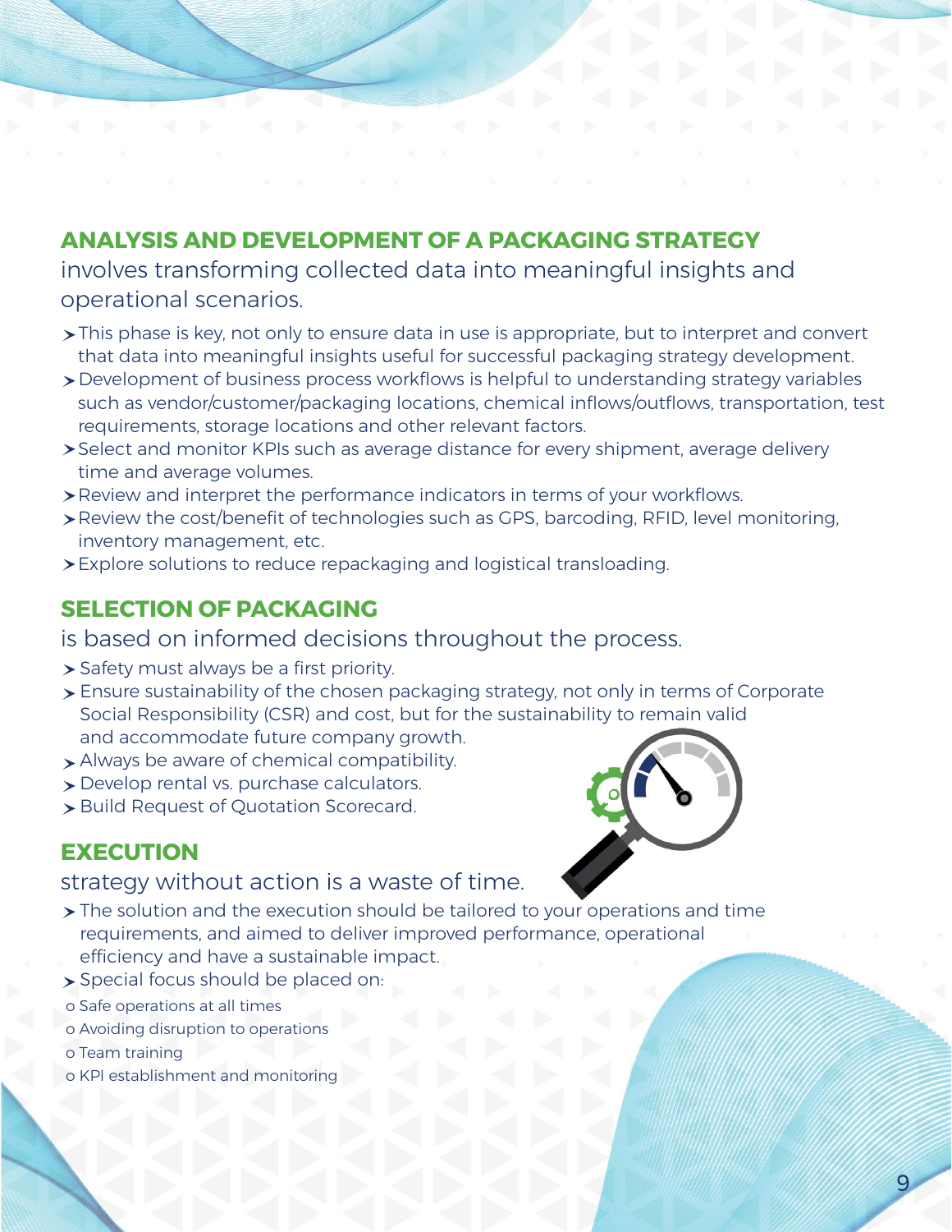## ANALYSIS AND DEVELOPMENT OF A PACKAGING STRATEGY

involves transforming collected data into meaningful insights and operational scenarios.

- This phase is key, not only to ensure data in use is appropriate, but to interpret and convert that data into meaningful insights useful for successful packaging strategy development.
- Development of business process workflows is helpful to understanding strategy variables such as vendor/customer/packaging locations, chemical inflows/outflows, transportation, test requirements, storage locations and other relevant factors.
- Select and monitor KPIs such as average distance for every shipment, average delivery time and average volumes.
- Review and interpret the performance indicators in terms of your workflows.
- Review the cost/benefit of technologies such as GPS, barcoding, RFID, level monitoring, inventory management, etc.
- Explore solutions to reduce repackaging and logistical transloading.

## SELECTION OF PACKAGING

is based on informed decisions throughout the process.

- Safety must always be a first priority.
- Ensure sustainability of the chosen packaging strategy, not only in terms of Corporate Social Responsibility (CSR) and cost, but for the sustainability to remain valid and accommodate future company growth.
- Always be aware of chemical compatibility.
- Develop rental vs. purchase calculators.
- Build Request of Quotation Scorecard.

## EXECUTION

strategy without action is a waste of time.

- The solution and the execution should be tailored to your operations and time requirements, and aimed to deliver improved performance, operational efficiency and have a sustainable impact.
- Special focus should be placed on:
  - Safe operations at all times
  - Avoiding disruption to operations
  - Team training
  - KPI establishment and monitoring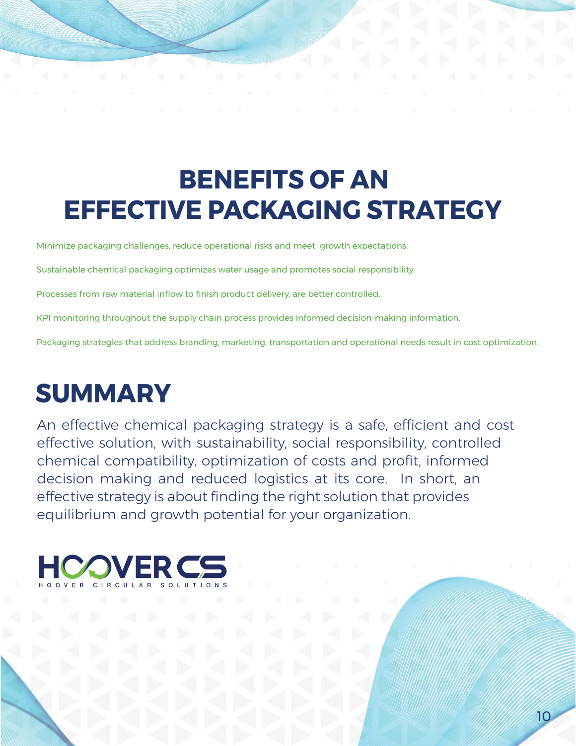# BENEFITS OF AN EFFECTIVE PACKAGING STRATEGY

Minimize packaging challenges, reduce operational risks and meet growth expectations.

Sustainable chemical packaging optimizes water usage and promotes social responsibility.

Processes from raw material inflow to finish product delivery, are better controlled.

KPI monitoring throughout the supply chain process provides informed decision-making information.

Packaging strategies that address branding, marketing, transportation and operational needs result in cost optimization.

# SUMMARY

An effective chemical packaging strategy is a safe, efficient and cost effective solution, with sustainability, social responsibility, controlled chemical compatibility, optimization of costs and profit, informed decision making and reduced logistics at its core. In short, an effective strategy is about finding the right solution that provides equilibrium and growth potential for your organization.

HOOVER CS

HOOVER CIRCULAR SOLUTIONS